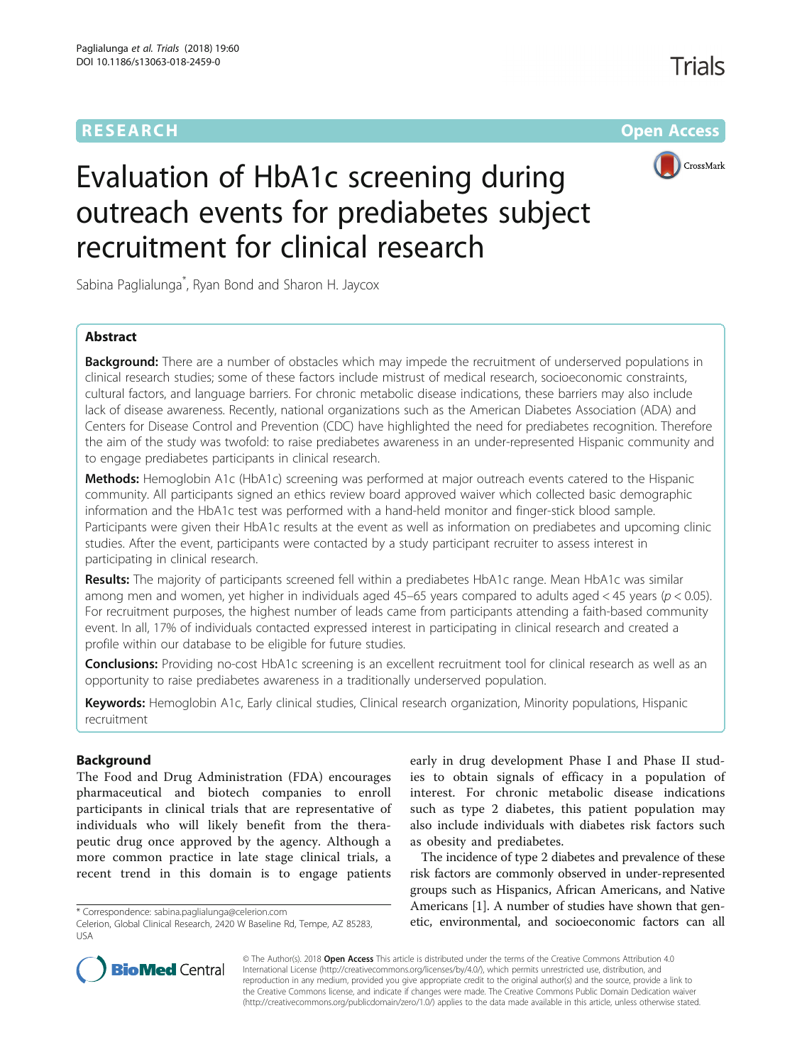RESEARCH Open Access

# Evaluation of HbA1c screening during outreach events for prediabetes subject recruitment for clinical research

Sabina Paglialunga*, Ryan Bond and Sharon H. Jaycox

## Abstract

**Background:** There are a number of obstacles which may impede the recruitment of underserved populations in clinical research studies; some of these factors include mistrust of medical research, socioeconomic constraints, cultural factors, and language barriers. For chronic metabolic disease indications, these barriers may also include lack of disease awareness. Recently, national organizations such as the American Diabetes Association (ADA) and Centers for Disease Control and Prevention (CDC) have highlighted the need for prediabetes recognition. Therefore the aim of the study was twofold: to raise prediabetes awareness in an under-represented Hispanic community and to engage prediabetes participants in clinical research.

**Methods:** Hemoglobin A1c (HbA1c) screening was performed at major outreach events catered to the Hispanic community. All participants signed an ethics review board approved waiver which collected basic demographic information and the HbA1c test was performed with a hand-held monitor and finger-stick blood sample. Participants were given their HbA1c results at the event as well as information on prediabetes and upcoming clinic studies. After the event, participants were contacted by a study participant recruiter to assess interest in participating in clinical research.

**Results:** The majority of participants screened fell within a prediabetes HbA1c range. Mean HbA1c was similar among men and women, yet higher in individuals aged 45–65 years compared to adults aged < 45 years ($p < 0.05$). For recruitment purposes, the highest number of leads came from participants attending a faith-based community event. In all, 17% of individuals contacted expressed interest in participating in clinical research and created a profile within our database to be eligible for future studies.

**Conclusions:** Providing no-cost HbA1c screening is an excellent recruitment tool for clinical research as well as an opportunity to raise prediabetes awareness in a traditionally underserved population.

**Keywords:** Hemoglobin A1c, Early clinical studies, Clinical research organization, Minority populations, Hispanic recruitment

## Background

The Food and Drug Administration (FDA) encourages pharmaceutical and biotech companies to enroll participants in clinical trials that are representative of individuals who will likely benefit from the therapeutic drug once approved by the agency. Although a more common practice in late stage clinical trials, a recent trend in this domain is to engage patients early in drug development Phase I and Phase II studies to obtain signals of efficacy in a population of interest. For chronic metabolic disease indications such as type 2 diabetes, this patient population may also include individuals with diabetes risk factors such as obesity and prediabetes.

The incidence of type 2 diabetes and prevalence of these risk factors are commonly observed in under-represented groups such as Hispanics, African Americans, and Native Americans [1]. A number of studies have shown that genetic, environmental, and socioeconomic factors can all

\* Correspondence: sabina.paglialunga@celerion.com
Celerion, Global Clinical Research, 2420 W Baseline Rd, Tempe, AZ 85283, USA

© The Author(s). 2018 **Open Access** This article is distributed under the terms of the Creative Commons Attribution 4.0 International License (http://creativecommons.org/licenses/by/4.0/), which permits unrestricted use, distribution, and reproduction in any medium, provided you give appropriate credit to the original author(s) and the source, provide a link to the Creative Commons license, and indicate if changes were made. The Creative Commons Public Domain Dedication waiver (http://creativecommons.org/publicdomain/zero/1.0/) applies to the data made available in this article, unless otherwise stated.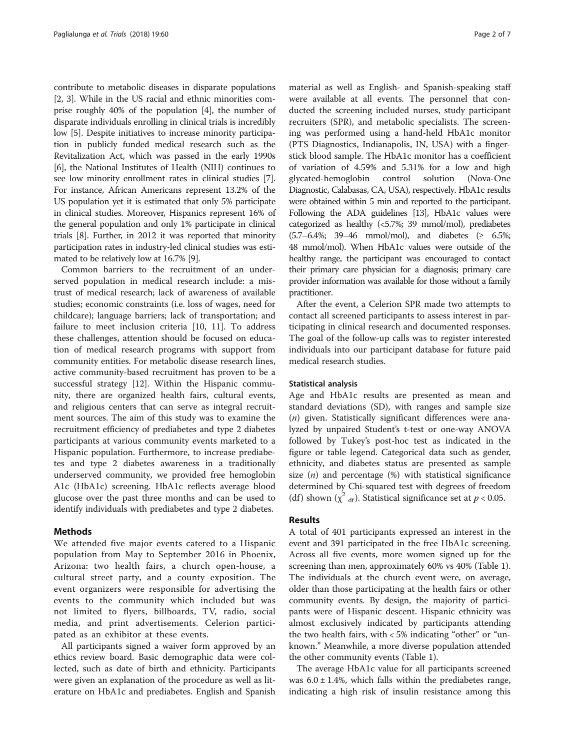contribute to metabolic diseases in disparate populations [2, 3]. While in the US racial and ethnic minorities comprise roughly 40% of the population [4], the number of disparate individuals enrolling in clinical trials is incredibly low [5]. Despite initiatives to increase minority participation in publicly funded medical research such as the Revitalization Act, which was passed in the early 1990s [6], the National Institutes of Health (NIH) continues to see low minority enrollment rates in clinical studies [7]. For instance, African Americans represent 13.2% of the US population yet it is estimated that only 5% participate in clinical studies. Moreover, Hispanics represent 16% of the general population and only 1% participate in clinical trials [8]. Further, in 2012 it was reported that minority participation rates in industry-led clinical studies was estimated to be relatively low at 16.7% [9].

Common barriers to the recruitment of an underserved population in medical research include: a mistrust of medical research; lack of awareness of available studies; economic constraints (i.e. loss of wages, need for childcare); language barriers; lack of transportation; and failure to meet inclusion criteria [10, 11]. To address these challenges, attention should be focused on education of medical research programs with support from community entities. For metabolic disease research lines, active community-based recruitment has proven to be a successful strategy [12]. Within the Hispanic community, there are organized health fairs, cultural events, and religious centers that can serve as integral recruitment sources. The aim of this study was to examine the recruitment efficiency of prediabetes and type 2 diabetes participants at various community events marketed to a Hispanic population. Furthermore, to increase prediabetes and type 2 diabetes awareness in a traditionally underserved community, we provided free hemoglobin A1c (HbA1c) screening. HbA1c reflects average blood glucose over the past three months and can be used to identify individuals with prediabetes and type 2 diabetes.

## Methods

We attended five major events catered to a Hispanic population from May to September 2016 in Phoenix, Arizona: two health fairs, a church open-house, a cultural street party, and a county exposition. The event organizers were responsible for advertising the events to the community which included but was not limited to flyers, billboards, TV, radio, social media, and print advertisements. Celerion participated as an exhibitor at these events.

All participants signed a waiver form approved by an ethics review board. Basic demographic data were collected, such as date of birth and ethnicity. Participants were given an explanation of the procedure as well as literature on HbA1c and prediabetes. English and Spanish material as well as English- and Spanish-speaking staff were available at all events. The personnel that conducted the screening included nurses, study participant recruiters (SPR), and metabolic specialists. The screening was performed using a hand-held HbA1c monitor (PTS Diagnostics, Indianapolis, IN, USA) with a finger-stick blood sample. The HbA1c monitor has a coefficient of variation of 4.59% and 5.31% for a low and high glycated-hemoglobin control solution (Nova-One Diagnostic, Calabasas, CA, USA), respectively. HbA1c results were obtained within 5 min and reported to the participant. Following the ADA guidelines [13], HbA1c values were categorized as healthy (<5.7%; 39 mmol/mol), prediabetes (5.7–6.4%; 39–46 mmol/mol), and diabetes (≥ 6.5%; 48 mmol/mol). When HbA1c values were outside of the healthy range, the participant was encouraged to contact their primary care physician for a diagnosis; primary care provider information was available for those without a family practitioner.

After the event, a Celerion SPR made two attempts to contact all screened participants to assess interest in participating in clinical research and documented responses. The goal of the follow-up calls was to register interested individuals into our participant database for future paid medical research studies.

### Statistical analysis

Age and HbA1c results are presented as mean and standard deviations (SD), with ranges and sample size (*n*) given. Statistically significant differences were analyzed by unpaired Student's t-test or one-way ANOVA followed by Tukey's post-hoc test as indicated in the figure or table legend. Categorical data such as gender, ethnicity, and diabetes status are presented as sample size (*n*) and percentage (%) with statistical significance determined by Chi-squared test with degrees of freedom (df) shown ($\chi^2_{df}$). Statistical significance set at $p < 0.05$.

## Results

A total of 401 participants expressed an interest in the event and 391 participated in the free HbA1c screening. Across all five events, more women signed up for the screening than men, approximately 60% vs 40% (Table 1). The individuals at the church event were, on average, older than those participating at the health fairs or other community events. By design, the majority of participants were of Hispanic descent. Hispanic ethnicity was almost exclusively indicated by participants attending the two health fairs, with < 5% indicating "other" or "unknown." Meanwhile, a more diverse population attended the other community events (Table 1).

The average HbA1c value for all participants screened was 6.0 ± 1.4%, which falls within the prediabetes range, indicating a high risk of insulin resistance among this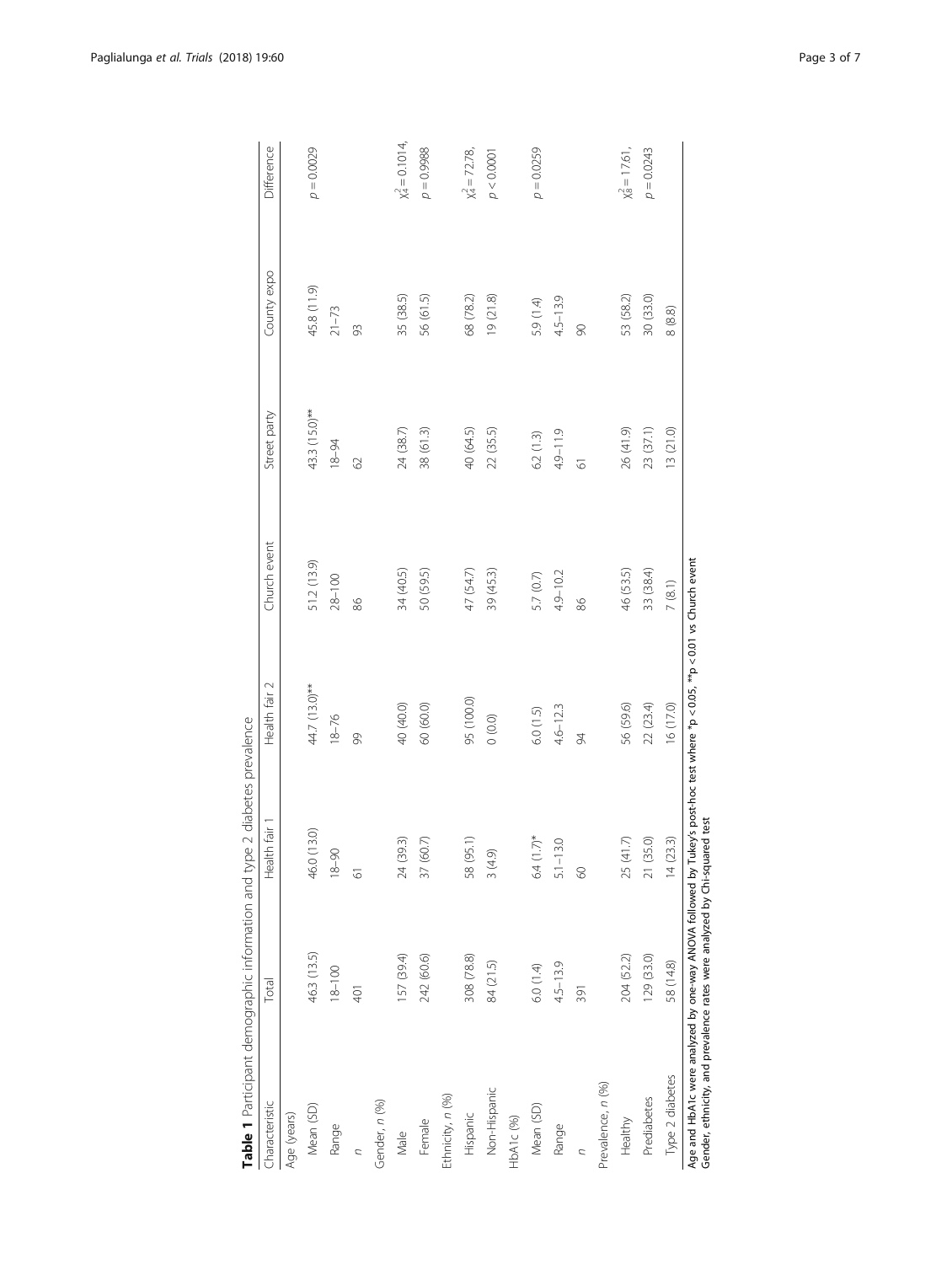**Table 1** Participant demographic information and type 2 diabetes prevalence

| Characteristic | Total | Health fair 1 | Health fair 2 | Church event | Street party | County expo | Difference |
|---|---|---|---|---|---|---|---|
| Age (years) | | | | | | | |
| Mean (SD) | 46.3 (13.5) | 46.0 (13.0) | 44.7 (13.0)** | 51.2 (13.9) | 43.3 (15.0)** | 45.8 (11.9) | $p = 0.0029$ |
| Range | 18–100 | 18–90 | 18–76 | 28–100 | 18–94 | 21–73 | |
| *n* | 401 | 61 | 99 | 86 | 62 | 93 | |
| Gender, *n* (%) | | | | | | | |
| Male | 157 (39.4) | 24 (39.3) | 40 (40.0) | 34 (40.5) | 24 (38.7) | 35 (38.5) | $\chi^2_4 = 0.1014$, |
| Female | 242 (60.6) | 37 (60.7) | 60 (60.0) | 50 (59.5) | 38 (61.3) | 56 (61.5) | $p = 0.9988$ |
| Ethnicity, *n* (%) | | | | | | | |
| Hispanic | 308 (78.8) | 58 (95.1) | 95 (100.0) | 47 (54.7) | 40 (64.5) | 68 (78.2) | $\chi^2_4 = 72.78$, |
| Non-Hispanic | 84 (21.5) | 3 (4.9) | 0 (0.0) | 39 (45.3) | 22 (35.5) | 19 (21.8) | $p < 0.0001$ |
| HbA1c (%) | | | | | | | |
| Mean (SD) | 6.0 (1.4) | 6.4 (1.7)* | 6.0 (1.5) | 5.7 (0.7) | 6.2 (1.3) | 5.9 (1.4) | $p = 0.0259$ |
| Range | 4.5–13.9 | 5.1–13.0 | 4.6–12.3 | 4.9–10.2 | 4.9–11.9 | 4.5–13.9 | |
| *n* | 391 | 60 | 94 | 86 | 61 | 90 | |
| Prevalence, *n* (%) | | | | | | | |
| Healthy | 204 (52.2) | 25 (41.7) | 56 (59.6) | 46 (53.5) | 26 (41.9) | 53 (58.2) | $\chi^2_8 = 17.61$, |
| Prediabetes | 129 (33.0) | 21 (35.0) | 22 (23.4) | 33 (38.4) | 23 (37.1) | 30 (33.0) | $p = 0.0243$ |
| Type 2 diabetes | 58 (14.8) | 14 (23.3) | 16 (17.0) | 7 (8.1) | 13 (21.0) | 8 (8.8) | |

Age and HbA1c were analyzed by one-way ANOVA followed by Tukey's post-hoc test where *$p < 0.05$, **$p < 0.01$ vs Church event
Gender, ethnicity, and prevalence rates were analyzed by Chi-squared test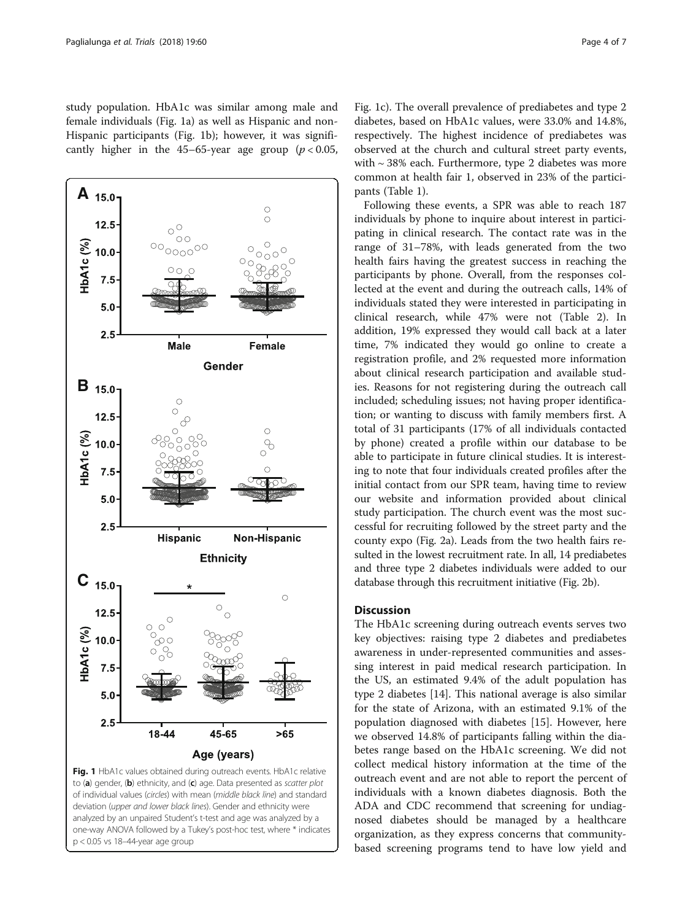study population. HbA1c was similar among male and female individuals (Fig. 1a) as well as Hispanic and non-Hispanic participants (Fig. 1b); however, it was significantly higher in the 45–65-year age group ($p < 0.05$, Fig. 1c). The overall prevalence of prediabetes and type 2 diabetes, based on HbA1c values, were 33.0% and 14.8%, respectively. The highest incidence of prediabetes was observed at the church and cultural street party events, with ~ 38% each. Furthermore, type 2 diabetes was more common at health fair 1, observed in 23% of the participants (Table 1).

**Fig. 1** HbA1c values obtained during outreach events. HbA1c relative to (**a**) gender, (**b**) ethnicity, and (**c**) age. Data presented as *scatter plot* of individual values (*circles*) with mean (*middle black line*) and standard deviation (*upper and lower black lines*). Gender and ethnicity were analyzed by an unpaired Student's t-test and age was analyzed by a one-way ANOVA followed by a Tukey's post-hoc test, where * indicates $p < 0.05$ vs 18–44-year age group

Following these events, a SPR was able to reach 187 individuals by phone to inquire about interest in participating in clinical research. The contact rate was in the range of 31–78%, with leads generated from the two health fairs having the greatest success in reaching the participants by phone. Overall, from the responses collected at the event and during the outreach calls, 14% of individuals stated they were interested in participating in clinical research, while 47% were not (Table 2). In addition, 19% expressed they would call back at a later time, 7% indicated they would go online to create a registration profile, and 2% requested more information about clinical research participation and available studies. Reasons for not registering during the outreach call included; scheduling issues; not having proper identification; or wanting to discuss with family members first. A total of 31 participants (17% of all individuals contacted by phone) created a profile within our database to be able to participate in future clinical studies. It is interesting to note that four individuals created profiles after the initial contact from our SPR team, having time to review our website and information provided about clinical study participation. The church event was the most successful for recruiting followed by the street party and the county expo (Fig. 2a). Leads from the two health fairs resulted in the lowest recruitment rate. In all, 14 prediabetes and three type 2 diabetes individuals were added to our database through this recruitment initiative (Fig. 2b).

## Discussion

The HbA1c screening during outreach events serves two key objectives: raising type 2 diabetes and prediabetes awareness in under-represented communities and assessing interest in paid medical research participation. In the US, an estimated 9.4% of the adult population has type 2 diabetes [14]. This national average is also similar for the state of Arizona, with an estimated 9.1% of the population diagnosed with diabetes [15]. However, here we observed 14.8% of participants falling within the diabetes range based on the HbA1c screening. We did not collect medical history information at the time of the outreach event and are not able to report the percent of individuals with a known diabetes diagnosis. Both the ADA and CDC recommend that screening for undiagnosed diabetes should be managed by a healthcare organization, as they express concerns that community-based screening programs tend to have low yield and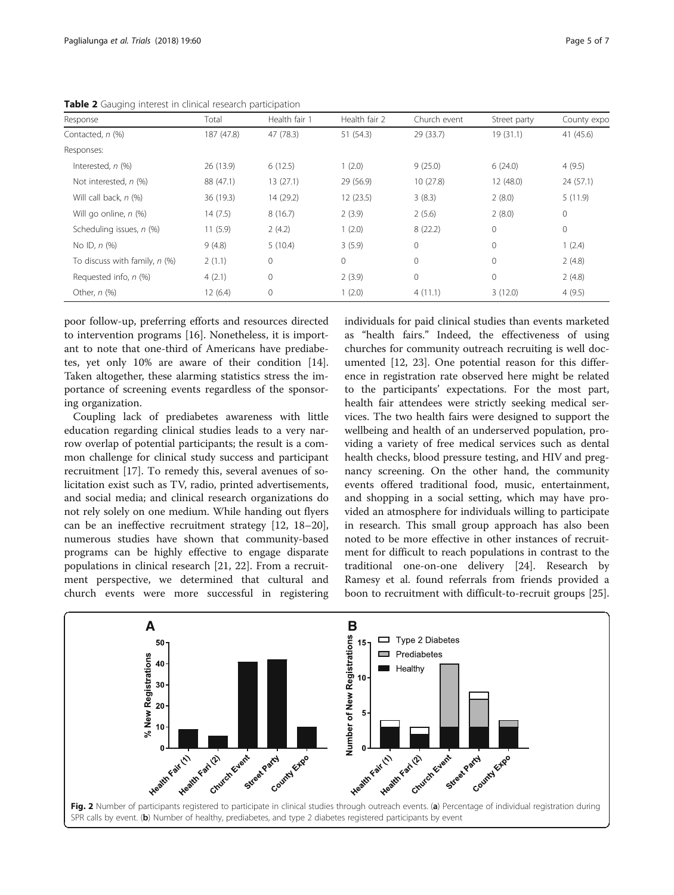**Table 2** Gauging interest in clinical research participation

| Response | Total | Health fair 1 | Health fair 2 | Church event | Street party | County expo |
|---|---|---|---|---|---|---|
| Contacted, *n* (%) | 187 (47.8) | 47 (78.3) | 51 (54.3) | 29 (33.7) | 19 (31.1) | 41 (45.6) |
| Responses: | | | | | | |
| Interested, *n* (%) | 26 (13.9) | 6 (12.5) | 1 (2.0) | 9 (25.0) | 6 (24.0) | 4 (9.5) |
| Not interested, *n* (%) | 88 (47.1) | 13 (27.1) | 29 (56.9) | 10 (27.8) | 12 (48.0) | 24 (57.1) |
| Will call back, *n* (%) | 36 (19.3) | 14 (29.2) | 12 (23.5) | 3 (8.3) | 2 (8.0) | 5 (11.9) |
| Will go online, *n* (%) | 14 (7.5) | 8 (16.7) | 2 (3.9) | 2 (5.6) | 2 (8.0) | 0 |
| Scheduling issues, *n* (%) | 11 (5.9) | 2 (4.2) | 1 (2.0) | 8 (22.2) | 0 | 0 |
| No ID, *n* (%) | 9 (4.8) | 5 (10.4) | 3 (5.9) | 0 | 0 | 1 (2.4) |
| To discuss with family, *n* (%) | 2 (1.1) | 0 | 0 | 0 | 0 | 2 (4.8) |
| Requested info, *n* (%) | 4 (2.1) | 0 | 2 (3.9) | 0 | 0 | 2 (4.8) |
| Other, *n* (%) | 12 (6.4) | 0 | 1 (2.0) | 4 (11.1) | 3 (12.0) | 4 (9.5) |

poor follow-up, preferring efforts and resources directed to intervention programs [16]. Nonetheless, it is important to note that one-third of Americans have prediabetes, yet only 10% are aware of their condition [14]. Taken altogether, these alarming statistics stress the importance of screening events regardless of the sponsoring organization.

Coupling lack of prediabetes awareness with little education regarding clinical studies leads to a very narrow overlap of potential participants; the result is a common challenge for clinical study success and participant recruitment [17]. To remedy this, several avenues of solicitation exist such as TV, radio, printed advertisements, and social media; and clinical research organizations do not rely solely on one medium. While handing out flyers can be an ineffective recruitment strategy [12, 18–20], numerous studies have shown that community-based programs can be highly effective to engage disparate populations in clinical research [21, 22]. From a recruitment perspective, we determined that cultural and church events were more successful in registering individuals for paid clinical studies than events marketed as "health fairs." Indeed, the effectiveness of using churches for community outreach recruiting is well documented [12, 23]. One potential reason for this difference in registration rate observed here might be related to the participants' expectations. For the most part, health fair attendees were strictly seeking medical services. The two health fairs were designed to support the wellbeing and health of an underserved population, providing a variety of free medical services such as dental health checks, blood pressure testing, and HIV and pregnancy screening. On the other hand, the community events offered traditional food, music, entertainment, and shopping in a social setting, which may have provided an atmosphere for individuals willing to participate in research. This small group approach has also been noted to be more effective in other instances of recruitment for difficult to reach populations in contrast to the traditional one-on-one delivery [24]. Research by Ramesy et al. found referrals from friends provided a boon to recruitment with difficult-to-recruit groups [25].

**Fig. 2** Number of participants registered to participate in clinical studies through outreach events. (**a**) Percentage of individual registration during SPR calls by event. (**b**) Number of healthy, prediabetes, and type 2 diabetes registered participants by event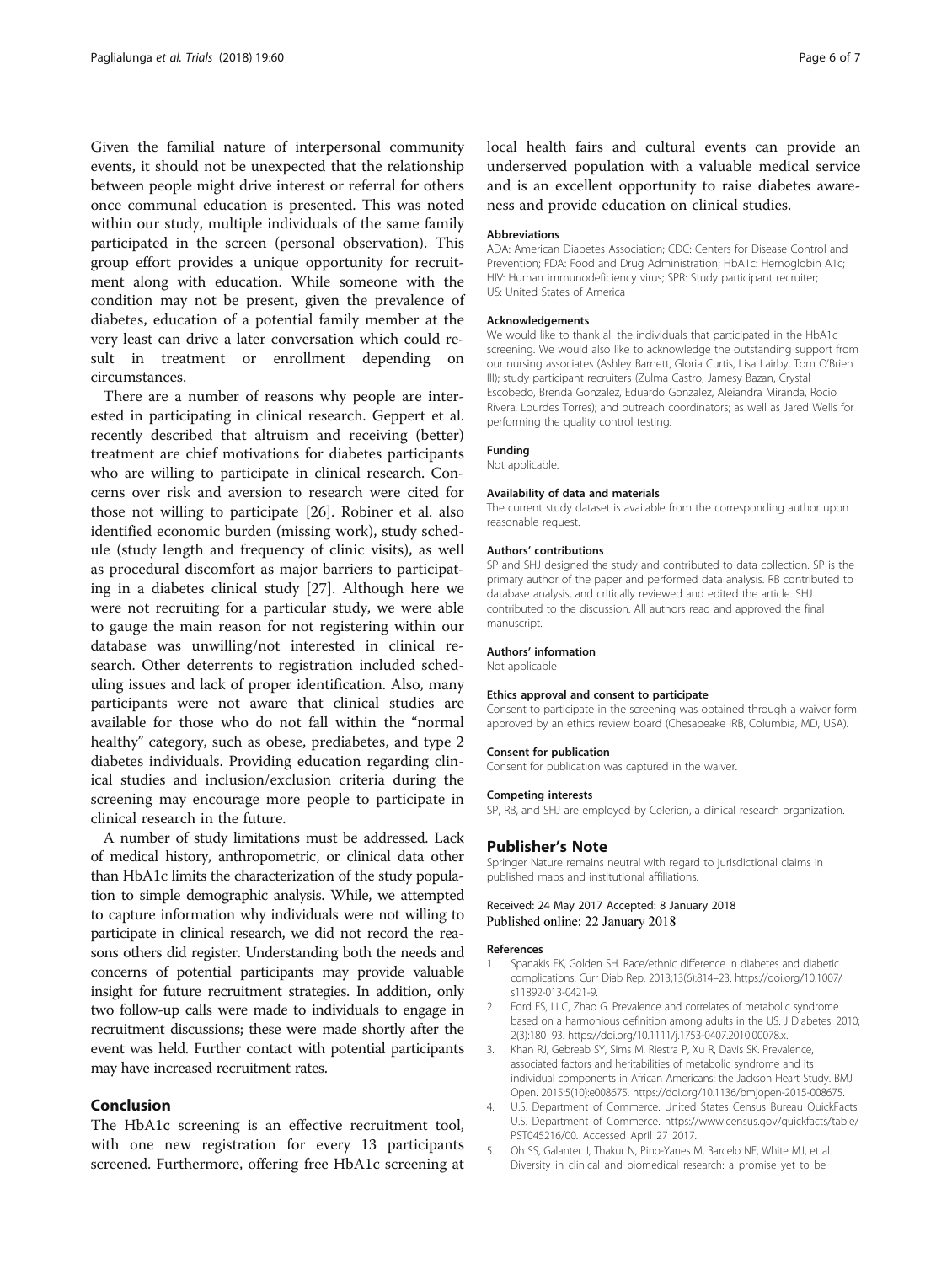Given the familial nature of interpersonal community events, it should not be unexpected that the relationship between people might drive interest or referral for others once communal education is presented. This was noted within our study, multiple individuals of the same family participated in the screen (personal observation). This group effort provides a unique opportunity for recruitment along with education. While someone with the condition may not be present, given the prevalence of diabetes, education of a potential family member at the very least can drive a later conversation which could result in treatment or enrollment depending on circumstances.

There are a number of reasons why people are interested in participating in clinical research. Geppert et al. recently described that altruism and receiving (better) treatment are chief motivations for diabetes participants who are willing to participate in clinical research. Concerns over risk and aversion to research were cited for those not willing to participate [26]. Robiner et al. also identified economic burden (missing work), study schedule (study length and frequency of clinic visits), as well as procedural discomfort as major barriers to participating in a diabetes clinical study [27]. Although here we were not recruiting for a particular study, we were able to gauge the main reason for not registering within our database was unwilling/not interested in clinical research. Other deterrents to registration included scheduling issues and lack of proper identification. Also, many participants were not aware that clinical studies are available for those who do not fall within the "normal healthy" category, such as obese, prediabetes, and type 2 diabetes individuals. Providing education regarding clinical studies and inclusion/exclusion criteria during the screening may encourage more people to participate in clinical research in the future.

A number of study limitations must be addressed. Lack of medical history, anthropometric, or clinical data other than HbA1c limits the characterization of the study population to simple demographic analysis. While, we attempted to capture information why individuals were not willing to participate in clinical research, we did not record the reasons others did register. Understanding both the needs and concerns of potential participants may provide valuable insight for future recruitment strategies. In addition, only two follow-up calls were made to individuals to engage in recruitment discussions; these were made shortly after the event was held. Further contact with potential participants may have increased recruitment rates.

## Conclusion

The HbA1c screening is an effective recruitment tool, with one new registration for every 13 participants screened. Furthermore, offering free HbA1c screening at local health fairs and cultural events can provide an underserved population with a valuable medical service and is an excellent opportunity to raise diabetes awareness and provide education on clinical studies.

#### Abbreviations

ADA: American Diabetes Association; CDC: Centers for Disease Control and Prevention; FDA: Food and Drug Administration; HbA1c: Hemoglobin A1c; HIV: Human immunodeficiency virus; SPR: Study participant recruiter; US: United States of America

#### Acknowledgements

We would like to thank all the individuals that participated in the HbA1c screening. We would also like to acknowledge the outstanding support from our nursing associates (Ashley Barnett, Gloria Curtis, Lisa Lairby, Tom O'Brien III); study participant recruiters (Zulma Castro, Jamesy Bazan, Crystal Escobedo, Brenda Gonzalez, Eduardo Gonzalez, Aleiandra Miranda, Rocio Rivera, Lourdes Torres); and outreach coordinators; as well as Jared Wells for performing the quality control testing.

#### Funding

Not applicable.

#### Availability of data and materials

The current study dataset is available from the corresponding author upon reasonable request.

#### Authors' contributions

SP and SHJ designed the study and contributed to data collection. SP is the primary author of the paper and performed data analysis. RB contributed to database analysis, and critically reviewed and edited the article. SHJ contributed to the discussion. All authors read and approved the final manuscript.

#### Authors' information

Not applicable

#### Ethics approval and consent to participate

Consent to participate in the screening was obtained through a waiver form approved by an ethics review board (Chesapeake IRB, Columbia, MD, USA).

#### Consent for publication

Consent for publication was captured in the waiver.

#### Competing interests

SP, RB, and SHJ are employed by Celerion, a clinical research organization.

## Publisher's Note

Springer Nature remains neutral with regard to jurisdictional claims in published maps and institutional affiliations.

Received: 24 May 2017 Accepted: 8 January 2018
Published online: 22 January 2018

#### References

1. Spanakis EK, Golden SH. Race/ethnic difference in diabetes and diabetic complications. Curr Diab Rep. 2013;13(6):814–23. https://doi.org/10.1007/s11892-013-0421-9.
2. Ford ES, Li C, Zhao G. Prevalence and correlates of metabolic syndrome based on a harmonious definition among adults in the US. J Diabetes. 2010; 2(3):180–93. https://doi.org/10.1111/j.1753-0407.2010.00078.x.
3. Khan RJ, Gebreab SY, Sims M, Riestra P, Xu R, Davis SK. Prevalence, associated factors and heritabilities of metabolic syndrome and its individual components in African Americans: the Jackson Heart Study. BMJ Open. 2015;5(10):e008675. https://doi.org/10.1136/bmjopen-2015-008675.
4. U.S. Department of Commerce. United States Census Bureau QuickFacts U.S. Department of Commerce. https://www.census.gov/quickfacts/table/PST045216/00. Accessed April 27 2017.
5. Oh SS, Galanter J, Thakur N, Pino-Yanes M, Barcelo NE, White MJ, et al. Diversity in clinical and biomedical research: a promise yet to be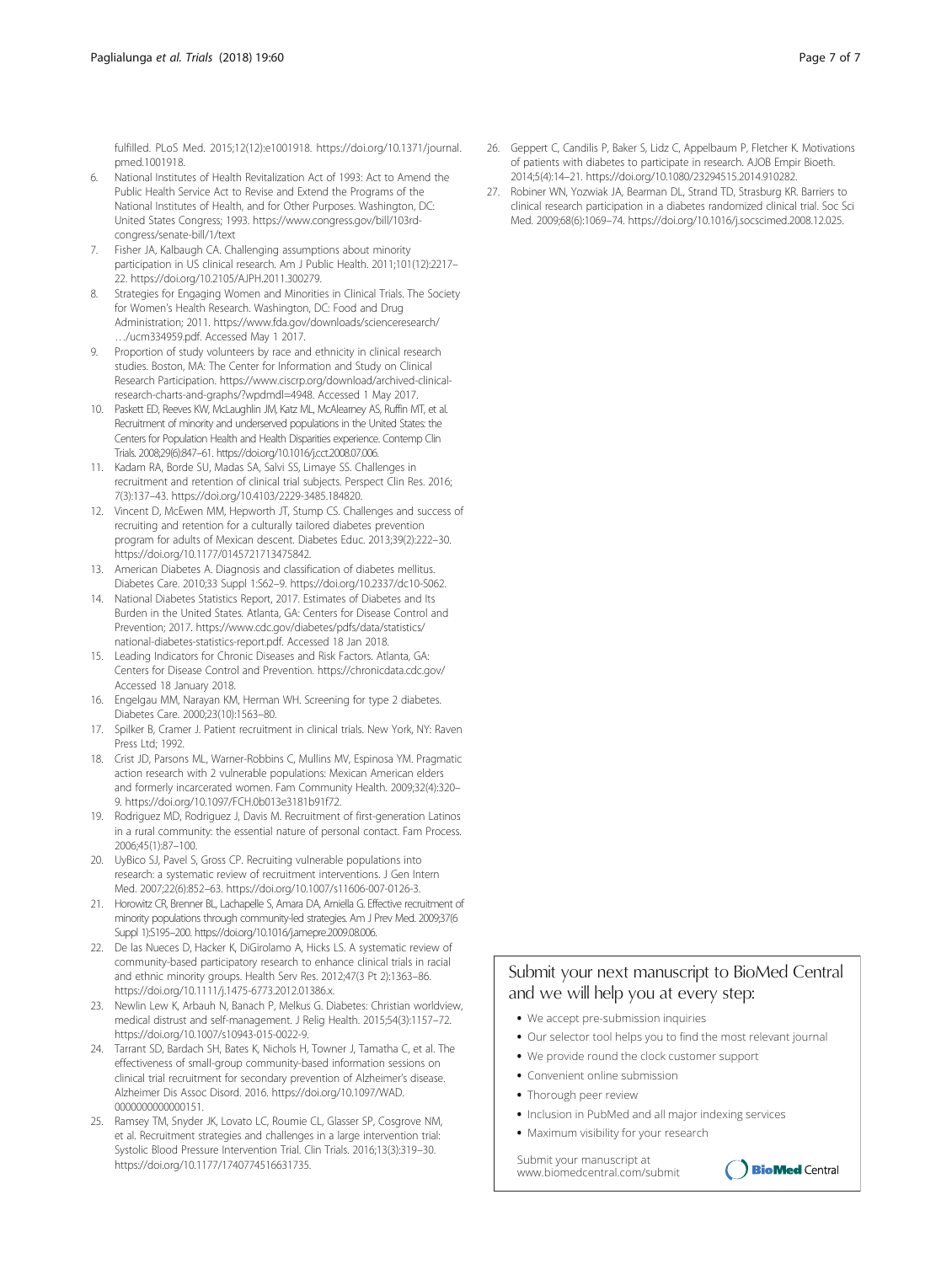fulfilled. PLoS Med. 2015;12(12):e1001918. https://doi.org/10.1371/journal.pmed.1001918.

6. National Institutes of Health Revitalization Act of 1993: Act to Amend the Public Health Service Act to Revise and Extend the Programs of the National Institutes of Health, and for Other Purposes. Washington, DC: United States Congress; 1993. https://www.congress.gov/bill/103rd-congress/senate-bill/1/text
7. Fisher JA, Kalbaugh CA. Challenging assumptions about minority participation in US clinical research. Am J Public Health. 2011;101(12):2217–22. https://doi.org/10.2105/AJPH.2011.300279.
8. Strategies for Engaging Women and Minorities in Clinical Trials. The Society for Women's Health Research. Washington, DC: Food and Drug Administration; 2011. https://www.fda.gov/downloads/scienceresearch/…/ucm334959.pdf. Accessed May 1 2017.
9. Proportion of study volunteers by race and ethnicity in clinical research studies. Boston, MA: The Center for Information and Study on Clinical Research Participation. https://www.ciscrp.org/download/archived-clinical-research-charts-and-graphs/?wpdmdl=4948. Accessed 1 May 2017.
10. Paskett ED, Reeves KW, McLaughlin JM, Katz ML, McAlearney AS, Ruffin MT, et al. Recruitment of minority and underserved populations in the United States: the Centers for Population Health and Health Disparities experience. Contemp Clin Trials. 2008;29(6):847–61. https://doi.org/10.1016/j.cct.2008.07.006.
11. Kadam RA, Borde SU, Madas SA, Salvi SS, Limaye SS. Challenges in recruitment and retention of clinical trial subjects. Perspect Clin Res. 2016; 7(3):137–43. https://doi.org/10.4103/2229-3485.184820.
12. Vincent D, McEwen MM, Hepworth JT, Stump CS. Challenges and success of recruiting and retention for a culturally tailored diabetes prevention program for adults of Mexican descent. Diabetes Educ. 2013;39(2):222–30. https://doi.org/10.1177/0145721713475842.
13. American Diabetes A. Diagnosis and classification of diabetes mellitus. Diabetes Care. 2010;33 Suppl 1:S62–9. https://doi.org/10.2337/dc10-S062.
14. National Diabetes Statistics Report, 2017. Estimates of Diabetes and Its Burden in the United States. Atlanta, GA: Centers for Disease Control and Prevention; 2017. https://www.cdc.gov/diabetes/pdfs/data/statistics/national-diabetes-statistics-report.pdf. Accessed 18 Jan 2018.
15. Leading Indicators for Chronic Diseases and Risk Factors. Atlanta, GA: Centers for Disease Control and Prevention. https://chronicdata.cdc.gov/ Accessed 18 January 2018.
16. Engelgau MM, Narayan KM, Herman WH. Screening for type 2 diabetes. Diabetes Care. 2000;23(10):1563–80.
17. Spilker B, Cramer J. Patient recruitment in clinical trials. New York, NY: Raven Press Ltd; 1992.
18. Crist JD, Parsons ML, Warner-Robbins C, Mullins MV, Espinosa YM. Pragmatic action research with 2 vulnerable populations: Mexican American elders and formerly incarcerated women. Fam Community Health. 2009;32(4):320–9. https://doi.org/10.1097/FCH.0b013e3181b91f72.
19. Rodriguez MD, Rodriguez J, Davis M. Recruitment of first-generation Latinos in a rural community: the essential nature of personal contact. Fam Process. 2006;45(1):87–100.
20. UyBico SJ, Pavel S, Gross CP. Recruiting vulnerable populations into research: a systematic review of recruitment interventions. J Gen Intern Med. 2007;22(6):852–63. https://doi.org/10.1007/s11606-007-0126-3.
21. Horowitz CR, Brenner BL, Lachapelle S, Amara DA, Arniella G. Effective recruitment of minority populations through community-led strategies. Am J Prev Med. 2009;37(6 Suppl 1):S195–200. https://doi.org/10.1016/j.amepre.2009.08.006.
22. De las Nueces D, Hacker K, DiGirolamo A, Hicks LS. A systematic review of community-based participatory research to enhance clinical trials in racial and ethnic minority groups. Health Serv Res. 2012;47(3 Pt 2):1363–86. https://doi.org/10.1111/j.1475-6773.2012.01386.x.
23. Newlin Lew K, Arbauh N, Banach P, Melkus G. Diabetes: Christian worldview, medical distrust and self-management. J Relig Health. 2015;54(3):1157–72. https://doi.org/10.1007/s10943-015-0022-9.
24. Tarrant SD, Bardach SH, Bates K, Nichols H, Towner J, Tamatha C, et al. The effectiveness of small-group community-based information sessions on clinical trial recruitment for secondary prevention of Alzheimer's disease. Alzheimer Dis Assoc Disord. 2016. https://doi.org/10.1097/WAD.0000000000000151.
25. Ramsey TM, Snyder JK, Lovato LC, Roumie CL, Glasser SP, Cosgrove NM, et al. Recruitment strategies and challenges in a large intervention trial: Systolic Blood Pressure Intervention Trial. Clin Trials. 2016;13(3):319–30. https://doi.org/10.1177/1740774516631735.
26. Geppert C, Candilis P, Baker S, Lidz C, Appelbaum P, Fletcher K. Motivations of patients with diabetes to participate in research. AJOB Empir Bioeth. 2014;5(4):14–21. https://doi.org/10.1080/23294515.2014.910282.
27. Robiner WN, Yozwiak JA, Bearman DL, Strand TD, Strasburg KR. Barriers to clinical research participation in a diabetes randomized clinical trial. Soc Sci Med. 2009;68(6):1069–74. https://doi.org/10.1016/j.socscimed.2008.12.025.

Submit your next manuscript to BioMed Central and we will help you at every step:

- We accept pre-submission inquiries
- Our selector tool helps you to find the most relevant journal
- We provide round the clock customer support
- Convenient online submission
- Thorough peer review
- Inclusion in PubMed and all major indexing services
- Maximum visibility for your research

Submit your manuscript at www.biomedcentral.com/submit

BioMed Central